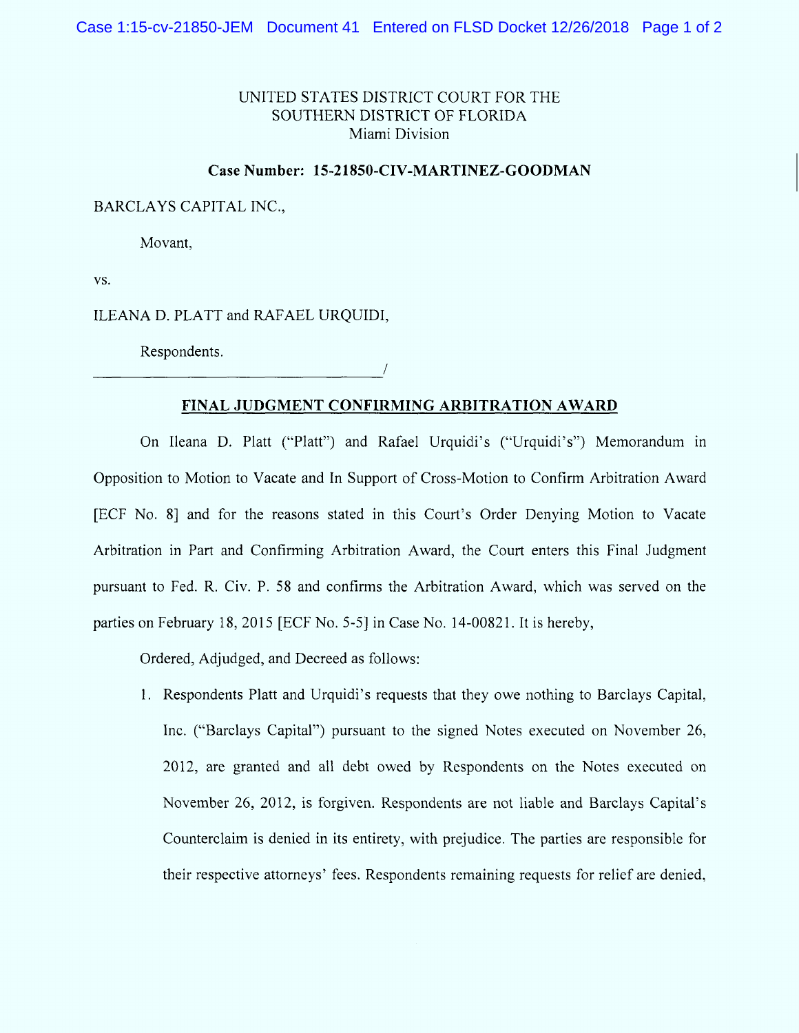UNITED STATES DISTRICT COURT FOR THE
SOUTHERN DISTRICT OF FLORIDA
Miami Division

**Case Number: 15-21850-CIV-MARTINEZ-GOODMAN**

BARCLAYS CAPITAL INC.,

Movant,

vs.

ILEANA D. PLATT and RAFAEL URQUIDI,

Respondents.

______________________________________/

## FINAL JUDGMENT CONFIRMING ARBITRATION AWARD

On Ileana D. Platt ("Platt") and Rafael Urquidi's ("Urquidi's") Memorandum in Opposition to Motion to Vacate and In Support of Cross-Motion to Confirm Arbitration Award [ECF No. 8] and for the reasons stated in this Court's Order Denying Motion to Vacate Arbitration in Part and Confirming Arbitration Award, the Court enters this Final Judgment pursuant to Fed. R. Civ. P. 58 and confirms the Arbitration Award, which was served on the parties on February 18, 2015 [ECF No. 5-5] in Case No. 14-00821. It is hereby,

Ordered, Adjudged, and Decreed as follows:

1. Respondents Platt and Urquidi's requests that they owe nothing to Barclays Capital, Inc. ("Barclays Capital") pursuant to the signed Notes executed on November 26, 2012, are granted and all debt owed by Respondents on the Notes executed on November 26, 2012, is forgiven. Respondents are not liable and Barclays Capital's Counterclaim is denied in its entirety, with prejudice. The parties are responsible for their respective attorneys' fees. Respondents remaining requests for relief are denied,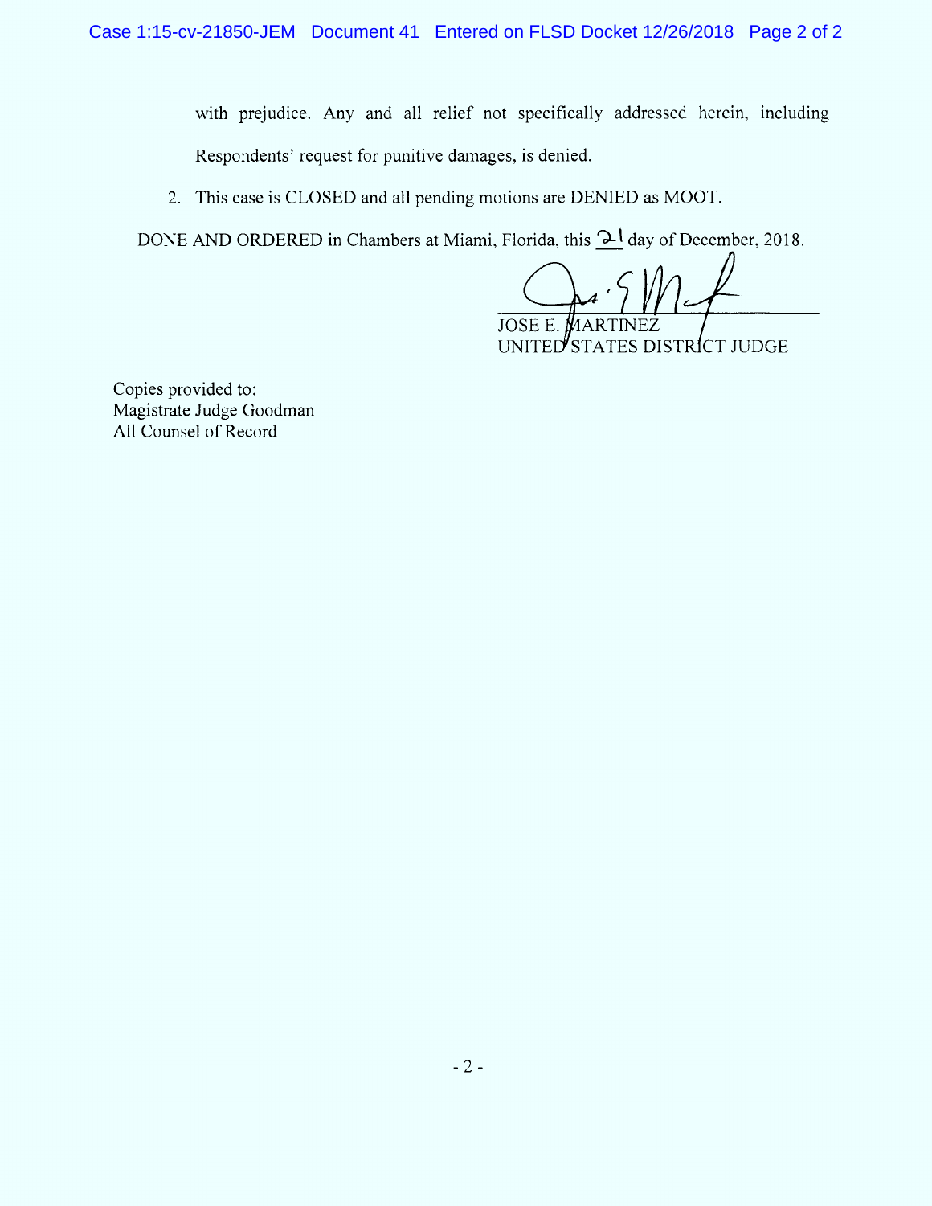with prejudice. Any and all relief not specifically addressed herein, including Respondents' request for punitive damages, is denied.

2. This case is CLOSED and all pending motions are DENIED as MOOT.

DONE AND ORDERED in Chambers at Miami, Florida, this 21 day of December, 2018.

JOSE E. MARTINEZ
UNITED STATES DISTRICT JUDGE

Copies provided to:
Magistrate Judge Goodman
All Counsel of Record